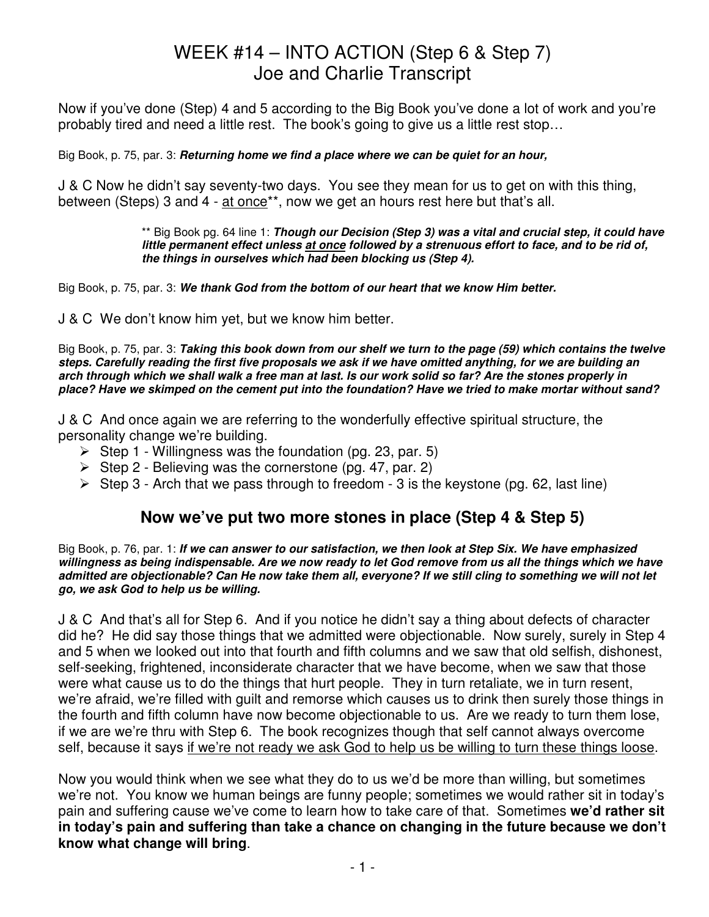# WEEK #14 – INTO ACTION (Step 6 & Step 7)
# Joe and Charlie Transcript

Now if you've done (Step) 4 and 5 according to the Big Book you've done a lot of work and you're probably tired and need a little rest. The book's going to give us a little rest stop…

Big Book, p. 75, par. 3: ***Returning home we find a place where we can be quiet for an hour,***

J & C Now he didn't say seventy-two days. You see they mean for us to get on with this thing, between (Steps) 3 and 4 - <u>at once</u>**, now we get an hours rest here but that's all.

> ** Big Book pg. 64 line 1: ***Though our Decision (Step 3) was a vital and crucial step, it could have little permanent effect unless <u>at once</u> followed by a strenuous effort to face, and to be rid of, the things in ourselves which had been blocking us (Step 4).***

Big Book, p. 75, par. 3: ***We thank God from the bottom of our heart that we know Him better.***

J & C We don't know him yet, but we know him better.

Big Book, p. 75, par. 3: ***Taking this book down from our shelf we turn to the page (59) which contains the twelve steps. Carefully reading the first five proposals we ask if we have omitted anything, for we are building an arch through which we shall walk a free man at last. Is our work solid so far? Are the stones properly in place? Have we skimped on the cement put into the foundation? Have we tried to make mortar without sand?***

J & C And once again we are referring to the wonderfully effective spiritual structure, the personality change we're building.

- Step 1 - Willingness was the foundation (pg. 23, par. 5)
- Step 2 - Believing was the cornerstone (pg. 47, par. 2)
- Step 3 - Arch that we pass through to freedom - 3 is the keystone (pg. 62, last line)

## Now we've put two more stones in place (Step 4 & Step 5)

Big Book, p. 76, par. 1: ***If we can answer to our satisfaction, we then look at Step Six. We have emphasized willingness as being indispensable. Are we now ready to let God remove from us all the things which we have admitted are objectionable? Can He now take them all, everyone? If we still cling to something we will not let go, we ask God to help us be willing.***

J & C And that's all for Step 6. And if you notice he didn't say a thing about defects of character did he? He did say those things that we admitted were objectionable. Now surely, surely in Step 4 and 5 when we looked out into that fourth and fifth columns and we saw that old selfish, dishonest, self-seeking, frightened, inconsiderate character that we have become, when we saw that those were what cause us to do the things that hurt people. They in turn retaliate, we in turn resent, we're afraid, we're filled with guilt and remorse which causes us to drink then surely those things in the fourth and fifth column have now become objectionable to us. Are we ready to turn them lose, if we are we're thru with Step 6. The book recognizes though that self cannot always overcome self, because it says <u>if we're not ready we ask God to help us be willing to turn these things loose</u>.

Now you would think when we see what they do to us we'd be more than willing, but sometimes we're not. You know we human beings are funny people; sometimes we would rather sit in today's pain and suffering cause we've come to learn how to take care of that. Sometimes **we'd rather sit in today's pain and suffering than take a chance on changing in the future because we don't know what change will bring**.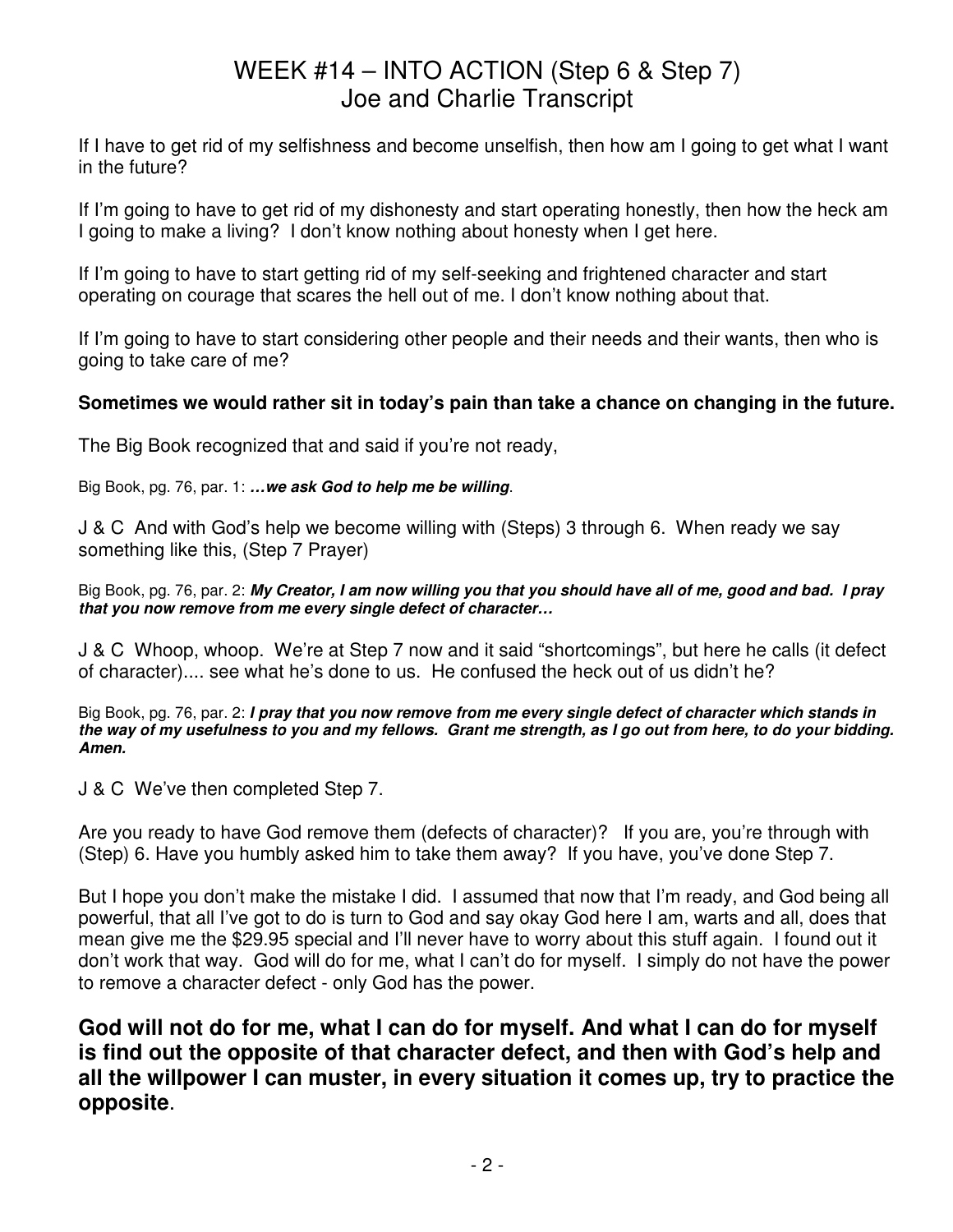# WEEK #14 – INTO ACTION (Step 6 & Step 7)
## Joe and Charlie Transcript

If I have to get rid of my selfishness and become unselfish, then how am I going to get what I want in the future?

If I'm going to have to get rid of my dishonesty and start operating honestly, then how the heck am I going to make a living? I don't know nothing about honesty when I get here.

If I'm going to have to start getting rid of my self-seeking and frightened character and start operating on courage that scares the hell out of me. I don't know nothing about that.

If I'm going to have to start considering other people and their needs and their wants, then who is going to take care of me?

**Sometimes we would rather sit in today's pain than take a chance on changing in the future.**

The Big Book recognized that and said if you're not ready,

Big Book, pg. 76, par. 1: ***…we ask God to help me be willing***.

J & C And with God's help we become willing with (Steps) 3 through 6. When ready we say something like this, (Step 7 Prayer)

Big Book, pg. 76, par. 2: ***My Creator, I am now willing you that you should have all of me, good and bad. I pray that you now remove from me every single defect of character…***

J & C Whoop, whoop. We're at Step 7 now and it said "shortcomings", but here he calls (it defect of character).... see what he's done to us. He confused the heck out of us didn't he?

Big Book, pg. 76, par. 2: ***I pray that you now remove from me every single defect of character which stands in the way of my usefulness to you and my fellows. Grant me strength, as I go out from here, to do your bidding. Amen.***

J & C We've then completed Step 7.

Are you ready to have God remove them (defects of character)? If you are, you're through with (Step) 6. Have you humbly asked him to take them away? If you have, you've done Step 7.

But I hope you don't make the mistake I did. I assumed that now that I'm ready, and God being all powerful, that all I've got to do is turn to God and say okay God here I am, warts and all, does that mean give me the $29.95 special and I'll never have to worry about this stuff again. I found out it don't work that way. God will do for me, what I can't do for myself. I simply do not have the power to remove a character defect - only God has the power.

**God will not do for me, what I can do for myself. And what I can do for myself is find out the opposite of that character defect, and then with God's help and all the willpower I can muster, in every situation it comes up, try to practice the opposite**.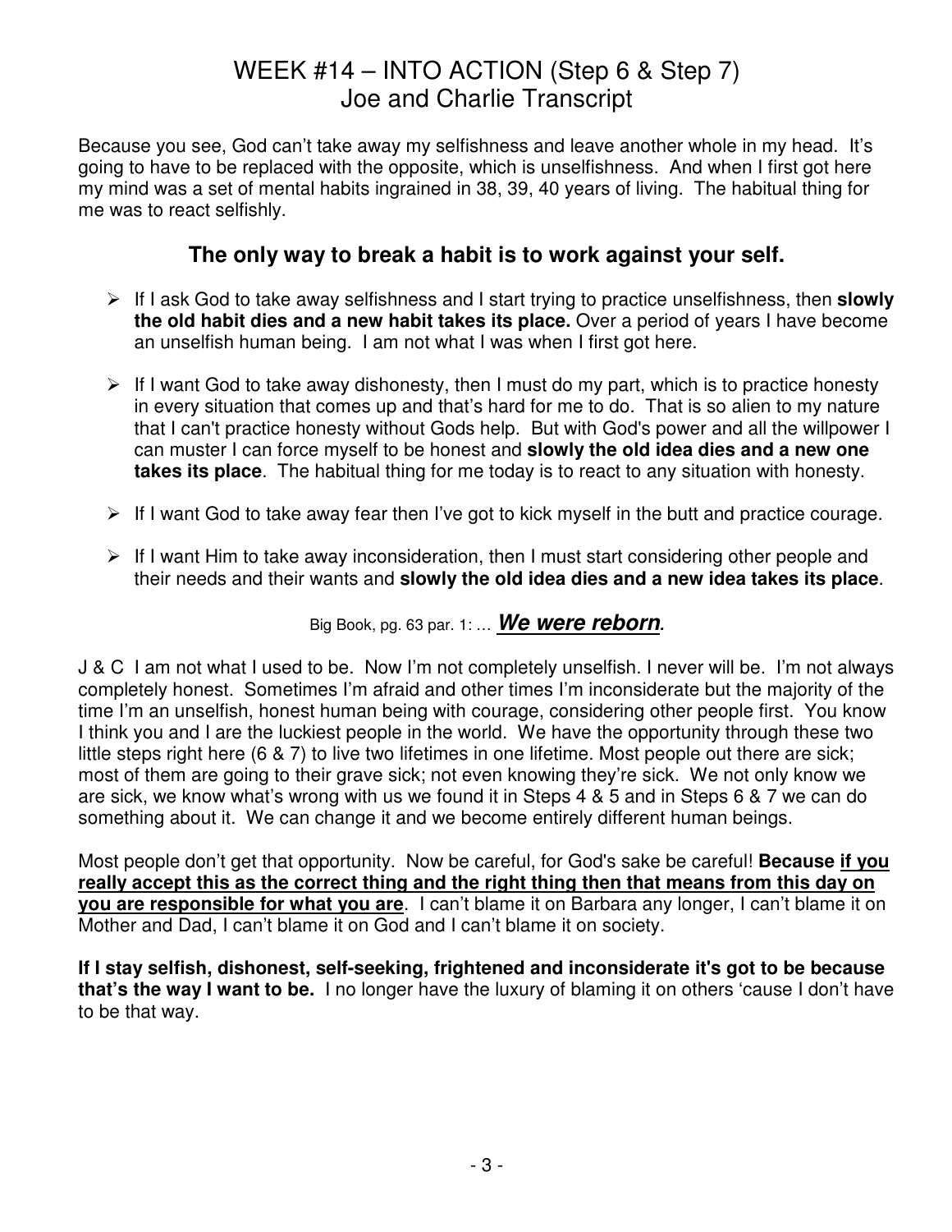# WEEK #14 – INTO ACTION (Step 6 & Step 7)
# Joe and Charlie Transcript

Because you see, God can't take away my selfishness and leave another whole in my head. It's going to have to be replaced with the opposite, which is unselfishness. And when I first got here my mind was a set of mental habits ingrained in 38, 39, 40 years of living. The habitual thing for me was to react selfishly.

## The only way to break a habit is to work against your self.

- If I ask God to take away selfishness and I start trying to practice unselfishness, then **slowly the old habit dies and a new habit takes its place.** Over a period of years I have become an unselfish human being. I am not what I was when I first got here.
- If I want God to take away dishonesty, then I must do my part, which is to practice honesty in every situation that comes up and that's hard for me to do. That is so alien to my nature that I can't practice honesty without Gods help. But with God's power and all the willpower I can muster I can force myself to be honest and **slowly the old idea dies and a new one takes its place**. The habitual thing for me today is to react to any situation with honesty.
- If I want God to take away fear then I've got to kick myself in the butt and practice courage.
- If I want Him to take away inconsideration, then I must start considering other people and their needs and their wants and **slowly the old idea dies and a new idea takes its place**.

Big Book, pg. 63 par. 1: … ***We were reborn*.**

J & C I am not what I used to be. Now I'm not completely unselfish. I never will be. I'm not always completely honest. Sometimes I'm afraid and other times I'm inconsiderate but the majority of the time I'm an unselfish, honest human being with courage, considering other people first. You know I think you and I are the luckiest people in the world. We have the opportunity through these two little steps right here (6 & 7) to live two lifetimes in one lifetime. Most people out there are sick; most of them are going to their grave sick; not even knowing they're sick. We not only know we are sick, we know what's wrong with us we found it in Steps 4 & 5 and in Steps 6 & 7 we can do something about it. We can change it and we become entirely different human beings.

Most people don't get that opportunity. Now be careful, for God's sake be careful! **Because <u>if you really accept this as the correct thing and the right thing then that means from this day on you are responsible for what you are</u>**. I can't blame it on Barbara any longer, I can't blame it on Mother and Dad, I can't blame it on God and I can't blame it on society.

**If I stay selfish, dishonest, self-seeking, frightened and inconsiderate it's got to be because that's the way I want to be.** I no longer have the luxury of blaming it on others 'cause I don't have to be that way.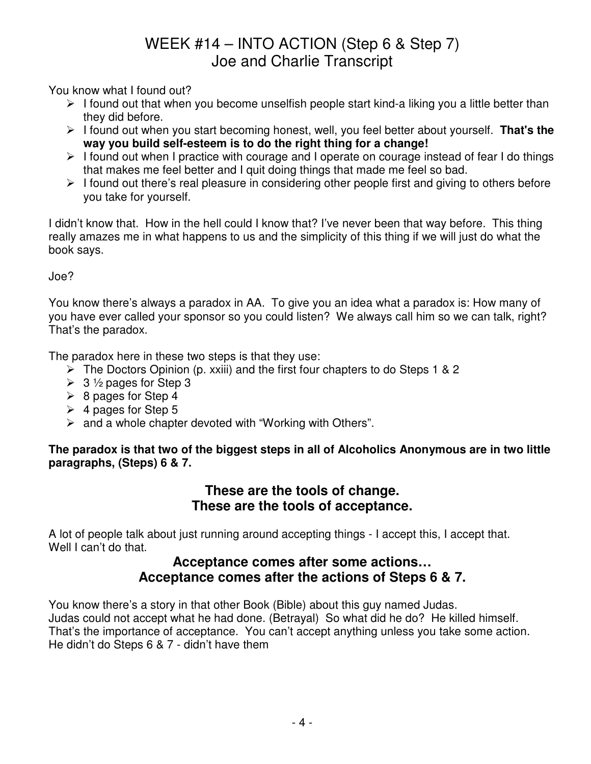# WEEK #14 – INTO ACTION (Step 6 & Step 7)
## Joe and Charlie Transcript

You know what I found out?

- I found out that when you become unselfish people start kind-a liking you a little better than they did before.
- I found out when you start becoming honest, well, you feel better about yourself. **That's the way you build self-esteem is to do the right thing for a change!**
- I found out when I practice with courage and I operate on courage instead of fear I do things that makes me feel better and I quit doing things that made me feel so bad.
- I found out there's real pleasure in considering other people first and giving to others before you take for yourself.

I didn't know that. How in the hell could I know that? I've never been that way before. This thing really amazes me in what happens to us and the simplicity of this thing if we will just do what the book says.

Joe?

You know there's always a paradox in AA. To give you an idea what a paradox is: How many of you have ever called your sponsor so you could listen? We always call him so we can talk, right? That's the paradox.

The paradox here in these two steps is that they use:

- The Doctors Opinion (p. xxiii) and the first four chapters to do Steps 1 & 2
- 3 ½ pages for Step 3
- 8 pages for Step 4
- 4 pages for Step 5
- and a whole chapter devoted with "Working with Others".

**The paradox is that two of the biggest steps in all of Alcoholics Anonymous are in two little paragraphs, (Steps) 6 & 7.**

### These are the tools of change.
### These are the tools of acceptance.

A lot of people talk about just running around accepting things - I accept this, I accept that. Well I can't do that.

### Acceptance comes after some actions…
### Acceptance comes after the actions of Steps 6 & 7.

You know there's a story in that other Book (Bible) about this guy named Judas.
Judas could not accept what he had done. (Betrayal) So what did he do? He killed himself.
That's the importance of acceptance. You can't accept anything unless you take some action.
He didn't do Steps 6 & 7 - didn't have them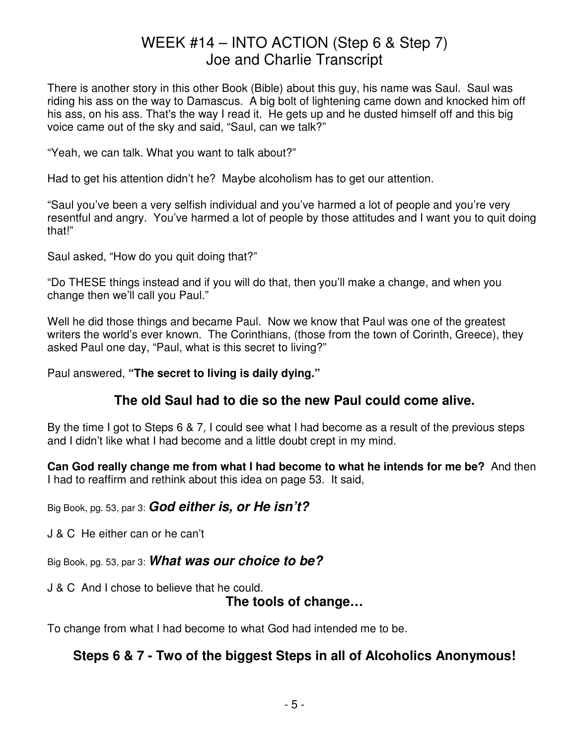# WEEK #14 – INTO ACTION (Step 6 & Step 7)
## Joe and Charlie Transcript

There is another story in this other Book (Bible) about this guy, his name was Saul. Saul was riding his ass on the way to Damascus. A big bolt of lightening came down and knocked him off his ass, on his ass. That's the way I read it. He gets up and he dusted himself off and this big voice came out of the sky and said, "Saul, can we talk?"

"Yeah, we can talk. What you want to talk about?"

Had to get his attention didn't he? Maybe alcoholism has to get our attention.

"Saul you've been a very selfish individual and you've harmed a lot of people and you're very resentful and angry. You've harmed a lot of people by those attitudes and I want you to quit doing that!"

Saul asked, "How do you quit doing that?"

"Do THESE things instead and if you will do that, then you'll make a change, and when you change then we'll call you Paul."

Well he did those things and became Paul. Now we know that Paul was one of the greatest writers the world's ever known. The Corinthians, (those from the town of Corinth, Greece), they asked Paul one day, "Paul, what is this secret to living?"

Paul answered, **"The secret to living is daily dying."**

### The old Saul had to die so the new Paul could come alive.

By the time I got to Steps 6 & 7, I could see what I had become as a result of the previous steps and I didn't like what I had become and a little doubt crept in my mind.

**Can God really change me from what I had become to what he intends for me be?** And then I had to reaffirm and rethink about this idea on page 53. It said,

Big Book, pg. 53, par 3: ***God either is, or He isn't?***

J & C He either can or he can't

Big Book, pg. 53, par 3: ***What was our choice to be?***

J & C And I chose to believe that he could.

### The tools of change…

To change from what I had become to what God had intended me to be.

### Steps 6 & 7 - Two of the biggest Steps in all of Alcoholics Anonymous!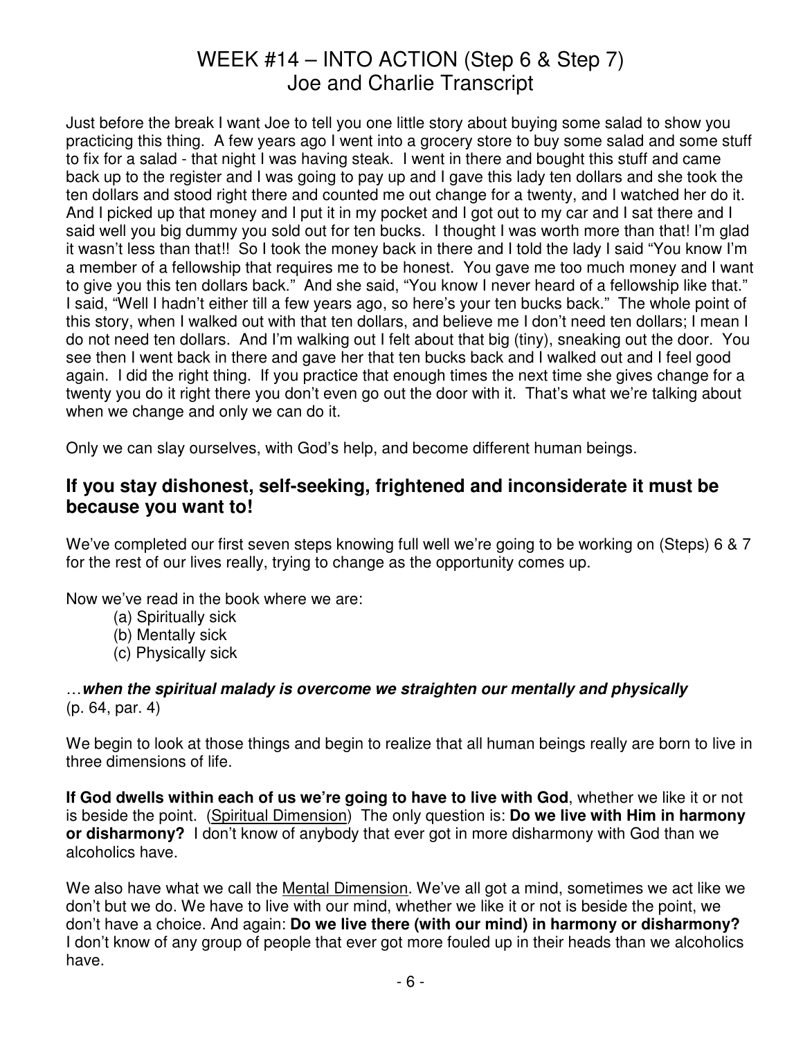# WEEK #14 – INTO ACTION (Step 6 & Step 7)
## Joe and Charlie Transcript

Just before the break I want Joe to tell you one little story about buying some salad to show you practicing this thing. A few years ago I went into a grocery store to buy some salad and some stuff to fix for a salad - that night I was having steak. I went in there and bought this stuff and came back up to the register and I was going to pay up and I gave this lady ten dollars and she took the ten dollars and stood right there and counted me out change for a twenty, and I watched her do it. And I picked up that money and I put it in my pocket and I got out to my car and I sat there and I said well you big dummy you sold out for ten bucks. I thought I was worth more than that! I'm glad it wasn't less than that!! So I took the money back in there and I told the lady I said "You know I'm a member of a fellowship that requires me to be honest. You gave me too much money and I want to give you this ten dollars back." And she said, "You know I never heard of a fellowship like that." I said, "Well I hadn't either till a few years ago, so here's your ten bucks back." The whole point of this story, when I walked out with that ten dollars, and believe me I don't need ten dollars; I mean I do not need ten dollars. And I'm walking out I felt about that big (tiny), sneaking out the door. You see then I went back in there and gave her that ten bucks back and I walked out and I feel good again. I did the right thing. If you practice that enough times the next time she gives change for a twenty you do it right there you don't even go out the door with it. That's what we're talking about when we change and only we can do it.

Only we can slay ourselves, with God's help, and become different human beings.

### If you stay dishonest, self-seeking, frightened and inconsiderate it must be because you want to!

We've completed our first seven steps knowing full well we're going to be working on (Steps) 6 & 7 for the rest of our lives really, trying to change as the opportunity comes up.

Now we've read in the book where we are:

(a) Spiritually sick
(b) Mentally sick
(c) Physically sick

…***when the spiritual malady is overcome we straighten our mentally and physically***
(p. 64, par. 4)

We begin to look at those things and begin to realize that all human beings really are born to live in three dimensions of life.

**If God dwells within each of us we're going to have to live with God**, whether we like it or not is beside the point. (<u>Spiritual Dimension</u>) The only question is: **Do we live with Him in harmony or disharmony?** I don't know of anybody that ever got in more disharmony with God than we alcoholics have.

We also have what we call the <u>Mental Dimension</u>. We've all got a mind, sometimes we act like we don't but we do. We have to live with our mind, whether we like it or not is beside the point, we don't have a choice. And again: **Do we live there (with our mind) in harmony or disharmony?** I don't know of any group of people that ever got more fouled up in their heads than we alcoholics have.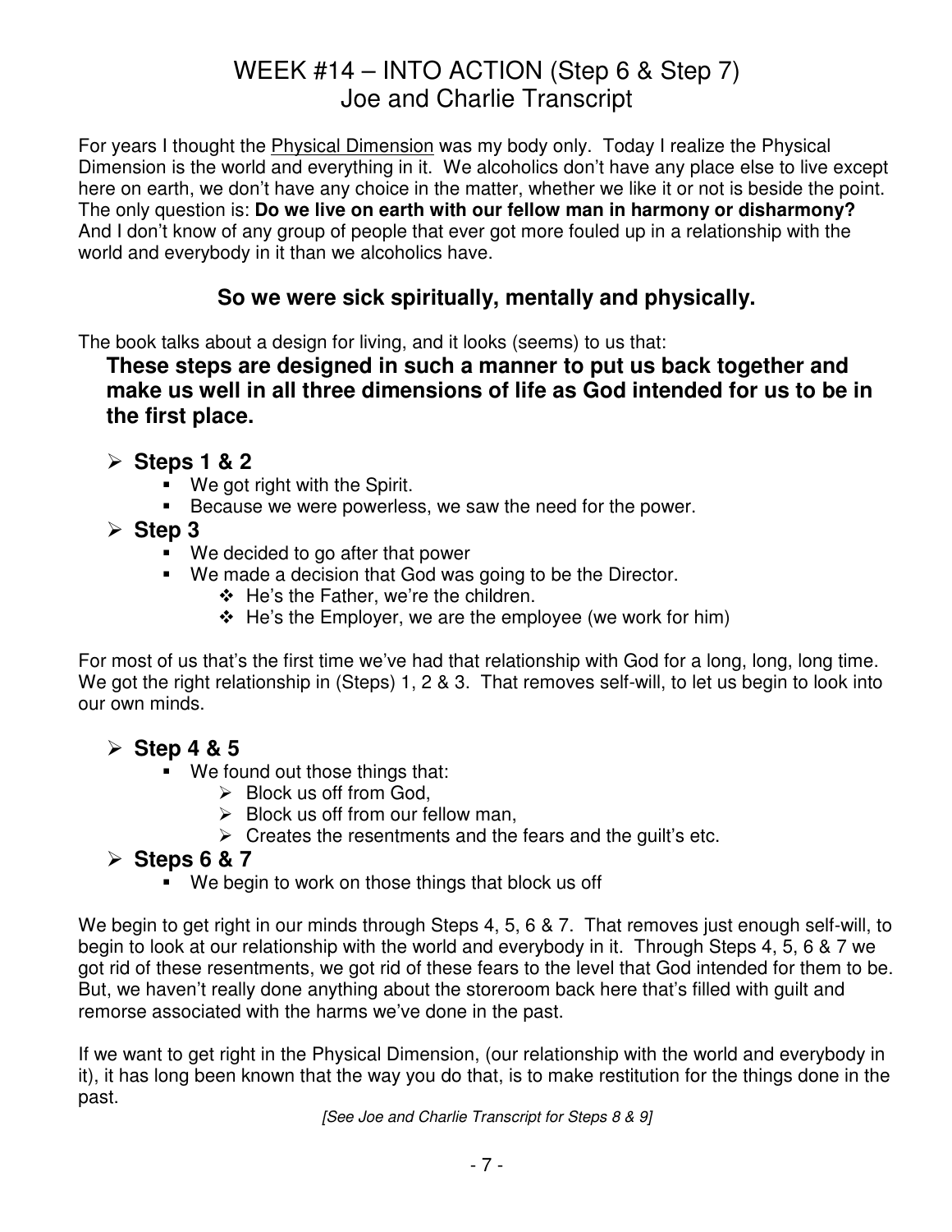# WEEK #14 – INTO ACTION (Step 6 & Step 7)
## Joe and Charlie Transcript

For years I thought the Physical Dimension was my body only. Today I realize the Physical Dimension is the world and everything in it. We alcoholics don't have any place else to live except here on earth, we don't have any choice in the matter, whether we like it or not is beside the point. The only question is: **Do we live on earth with our fellow man in harmony or disharmony?** And I don't know of any group of people that ever got more fouled up in a relationship with the world and everybody in it than we alcoholics have.

**So we were sick spiritually, mentally and physically.**

The book talks about a design for living, and it looks (seems) to us that:

**These steps are designed in such a manner to put us back together and make us well in all three dimensions of life as God intended for us to be in the first place.**

- **Steps 1 & 2**
  - We got right with the Spirit.
  - Because we were powerless, we saw the need for the power.
- **Step 3**
  - We decided to go after that power
  - We made a decision that God was going to be the Director.
    - He's the Father, we're the children.
    - He's the Employer, we are the employee (we work for him)

For most of us that's the first time we've had that relationship with God for a long, long, long time. We got the right relationship in (Steps) 1, 2 & 3. That removes self-will, to let us begin to look into our own minds.

- **Step 4 & 5**
  - We found out those things that:
    - Block us off from God,
    - Block us off from our fellow man,
    - Creates the resentments and the fears and the guilt's etc.
- **Steps 6 & 7**
  - We begin to work on those things that block us off

We begin to get right in our minds through Steps 4, 5, 6 & 7. That removes just enough self-will, to begin to look at our relationship with the world and everybody in it. Through Steps 4, 5, 6 & 7 we got rid of these resentments, we got rid of these fears to the level that God intended for them to be. But, we haven't really done anything about the storeroom back here that's filled with guilt and remorse associated with the harms we've done in the past.

If we want to get right in the Physical Dimension, (our relationship with the world and everybody in it), it has long been known that the way you do that, is to make restitution for the things done in the past.

*[See Joe and Charlie Transcript for Steps 8 & 9]*